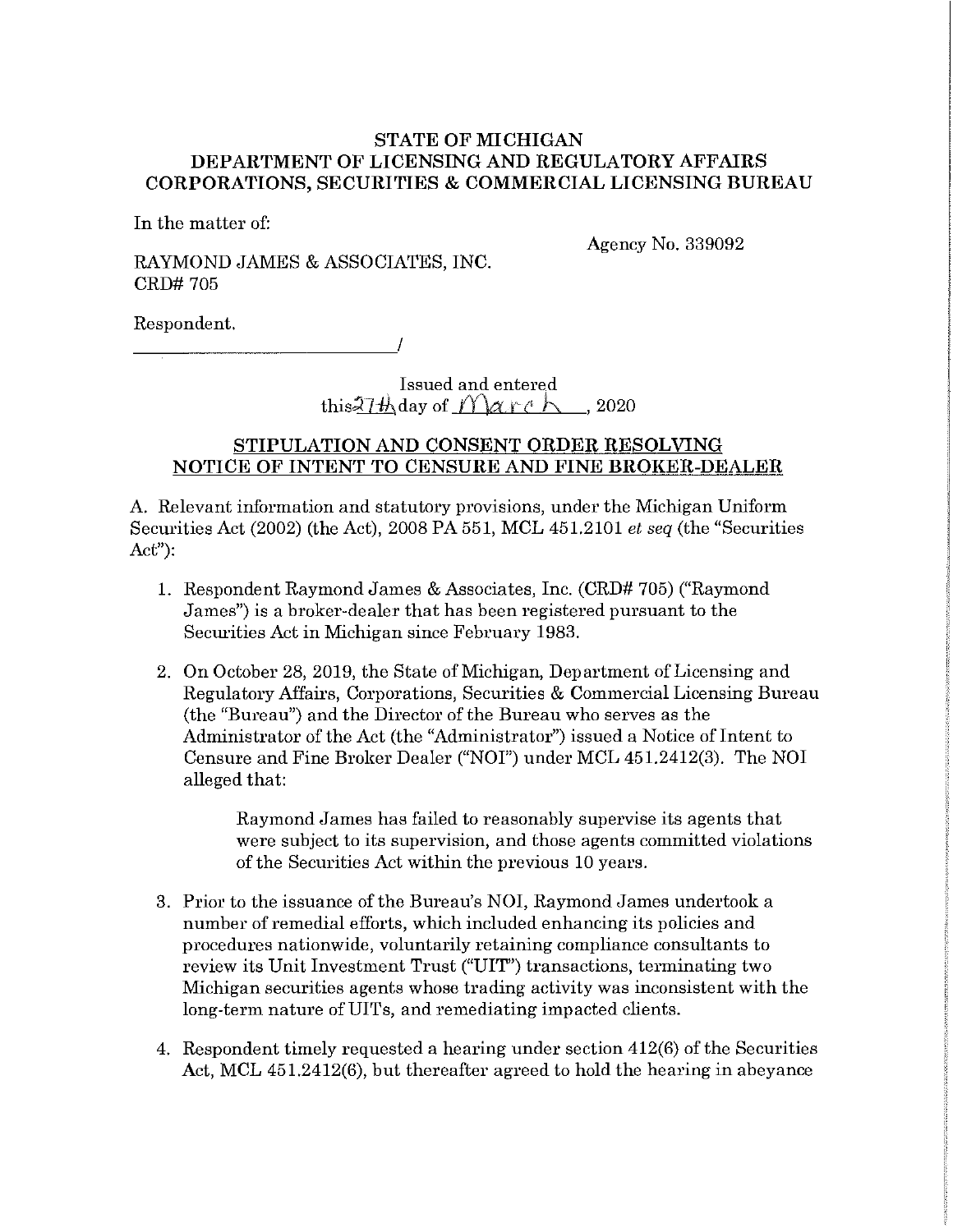**STATE OF MICHIGAN**
**DEPARTMENT OF LICENSING AND REGULATORY AFFAIRS**
**CORPORATIONS, SECURITIES & COMMERCIAL LICENSING BUREAU**

In the matter of:

RAYMOND JAMES & ASSOCIATES, INC.
CRD# 705

Agency No. 339092

Respondent.
______________________________/

Issued and entered
this 27th day of March, 2020

## STIPULATION AND CONSENT ORDER RESOLVING NOTICE OF INTENT TO CENSURE AND FINE BROKER-DEALER

A. Relevant information and statutory provisions, under the Michigan Uniform Securities Act (2002) (the Act), 2008 PA 551, MCL 451.2101 *et seq* (the "Securities Act"):

1. Respondent Raymond James & Associates, Inc. (CRD# 705) ("Raymond James") is a broker-dealer that has been registered pursuant to the Securities Act in Michigan since February 1983.

2. On October 28, 2019, the State of Michigan, Department of Licensing and Regulatory Affairs, Corporations, Securities & Commercial Licensing Bureau (the "Bureau") and the Director of the Bureau who serves as the Administrator of the Act (the "Administrator") issued a Notice of Intent to Censure and Fine Broker Dealer ("NOI") under MCL 451.2412(3). The NOI alleged that:

   > Raymond James has failed to reasonably supervise its agents that were subject to its supervision, and those agents committed violations of the Securities Act within the previous 10 years.

3. Prior to the issuance of the Bureau's NOI, Raymond James undertook a number of remedial efforts, which included enhancing its policies and procedures nationwide, voluntarily retaining compliance consultants to review its Unit Investment Trust ("UIT") transactions, terminating two Michigan securities agents whose trading activity was inconsistent with the long-term nature of UITs, and remediating impacted clients.

4. Respondent timely requested a hearing under section 412(6) of the Securities Act, MCL 451.2412(6), but thereafter agreed to hold the hearing in abeyance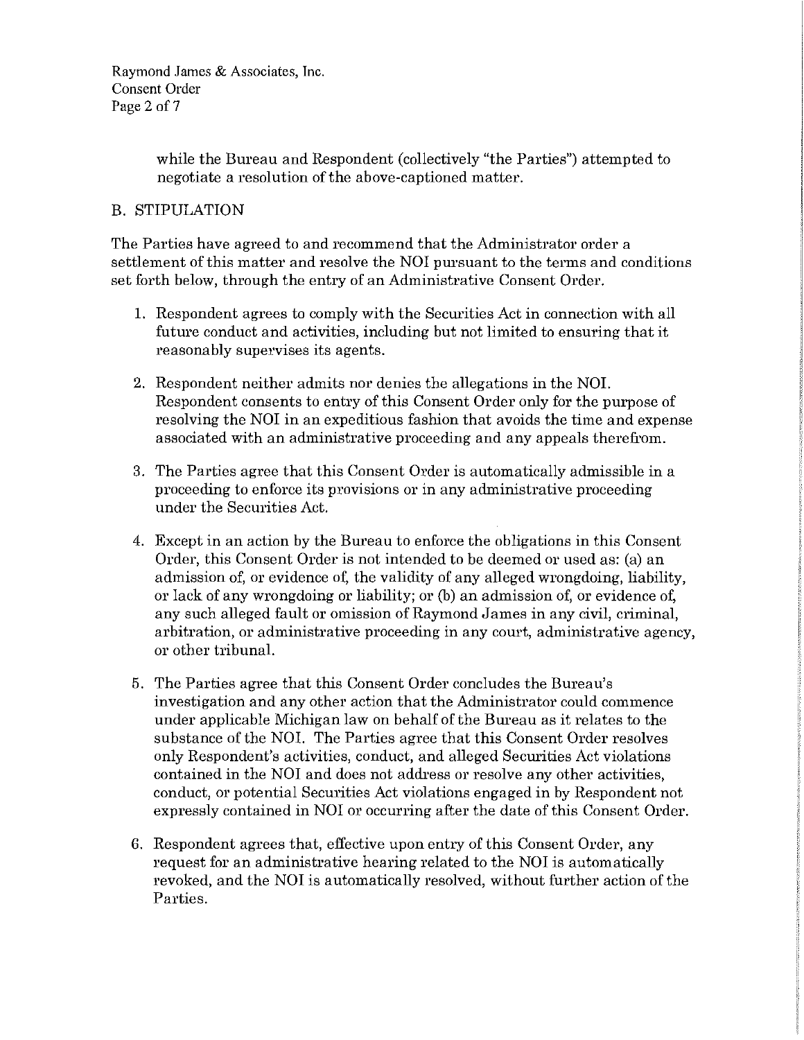while the Bureau and Respondent (collectively "the Parties") attempted to negotiate a resolution of the above-captioned matter.

## B. STIPULATION

The Parties have agreed to and recommend that the Administrator order a settlement of this matter and resolve the NOI pursuant to the terms and conditions set forth below, through the entry of an Administrative Consent Order.

1. Respondent agrees to comply with the Securities Act in connection with all future conduct and activities, including but not limited to ensuring that it reasonably supervises its agents.

2. Respondent neither admits nor denies the allegations in the NOI. Respondent consents to entry of this Consent Order only for the purpose of resolving the NOI in an expeditious fashion that avoids the time and expense associated with an administrative proceeding and any appeals therefrom.

3. The Parties agree that this Consent Order is automatically admissible in a proceeding to enforce its provisions or in any administrative proceeding under the Securities Act.

4. Except in an action by the Bureau to enforce the obligations in this Consent Order, this Consent Order is not intended to be deemed or used as: (a) an admission of, or evidence of, the validity of any alleged wrongdoing, liability, or lack of any wrongdoing or liability; or (b) an admission of, or evidence of, any such alleged fault or omission of Raymond James in any civil, criminal, arbitration, or administrative proceeding in any court, administrative agency, or other tribunal.

5. The Parties agree that this Consent Order concludes the Bureau's investigation and any other action that the Administrator could commence under applicable Michigan law on behalf of the Bureau as it relates to the substance of the NOI. The Parties agree that this Consent Order resolves only Respondent's activities, conduct, and alleged Securities Act violations contained in the NOI and does not address or resolve any other activities, conduct, or potential Securities Act violations engaged in by Respondent not expressly contained in NOI or occurring after the date of this Consent Order.

6. Respondent agrees that, effective upon entry of this Consent Order, any request for an administrative hearing related to the NOI is automatically revoked, and the NOI is automatically resolved, without further action of the Parties.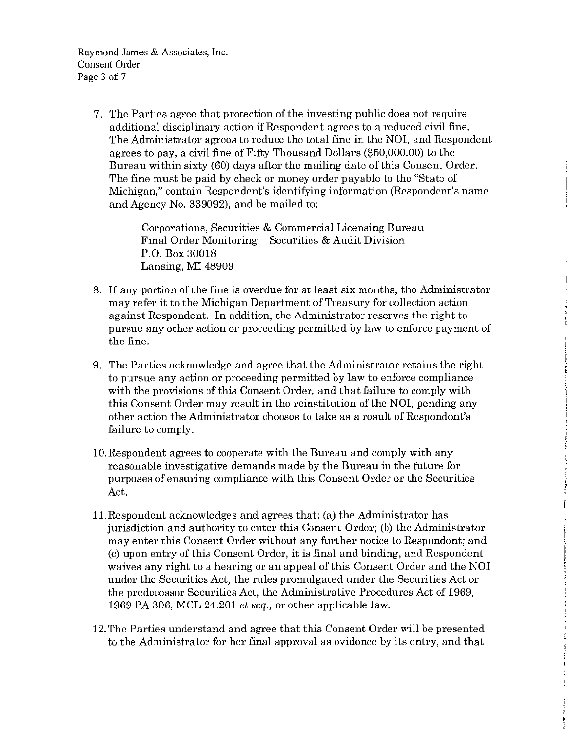7. The Parties agree that protection of the investing public does not require additional disciplinary action if Respondent agrees to a reduced civil fine. The Administrator agrees to reduce the total fine in the NOI, and Respondent agrees to pay, a civil fine of Fifty Thousand Dollars ($50,000.00) to the Bureau within sixty (60) days after the mailing date of this Consent Order. The fine must be paid by check or money order payable to the "State of Michigan," contain Respondent's identifying information (Respondent's name and Agency No. 339092), and be mailed to:

   Corporations, Securities & Commercial Licensing Bureau
   Final Order Monitoring – Securities & Audit Division
   P.O. Box 30018
   Lansing, MI 48909

8. If any portion of the fine is overdue for at least six months, the Administrator may refer it to the Michigan Department of Treasury for collection action against Respondent. In addition, the Administrator reserves the right to pursue any other action or proceeding permitted by law to enforce payment of the fine.

9. The Parties acknowledge and agree that the Administrator retains the right to pursue any action or proceeding permitted by law to enforce compliance with the provisions of this Consent Order, and that failure to comply with this Consent Order may result in the reinstitution of the NOI, pending any other action the Administrator chooses to take as a result of Respondent's failure to comply.

10. Respondent agrees to cooperate with the Bureau and comply with any reasonable investigative demands made by the Bureau in the future for purposes of ensuring compliance with this Consent Order or the Securities Act.

11. Respondent acknowledges and agrees that: (a) the Administrator has jurisdiction and authority to enter this Consent Order; (b) the Administrator may enter this Consent Order without any further notice to Respondent; and (c) upon entry of this Consent Order, it is final and binding, and Respondent waives any right to a hearing or an appeal of this Consent Order and the NOI under the Securities Act, the rules promulgated under the Securities Act or the predecessor Securities Act, the Administrative Procedures Act of 1969, 1969 PA 306, MCL 24.201 *et seq.*, or other applicable law.

12. The Parties understand and agree that this Consent Order will be presented to the Administrator for her final approval as evidence by its entry, and that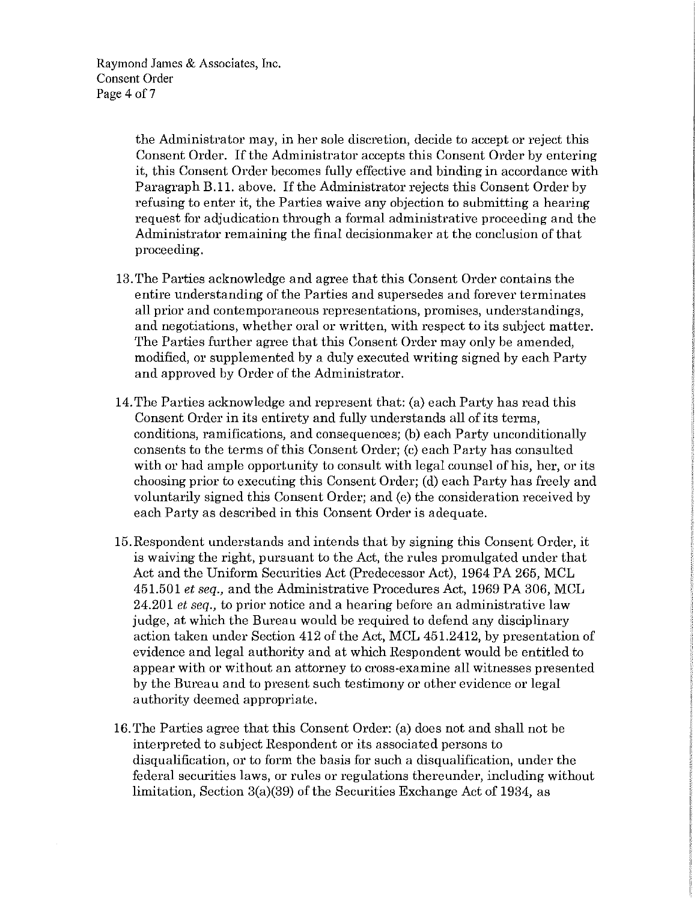the Administrator may, in her sole discretion, decide to accept or reject this Consent Order. If the Administrator accepts this Consent Order by entering it, this Consent Order becomes fully effective and binding in accordance with Paragraph B.11. above. If the Administrator rejects this Consent Order by refusing to enter it, the Parties waive any objection to submitting a hearing request for adjudication through a formal administrative proceeding and the Administrator remaining the final decisionmaker at the conclusion of that proceeding.

13. The Parties acknowledge and agree that this Consent Order contains the entire understanding of the Parties and supersedes and forever terminates all prior and contemporaneous representations, promises, understandings, and negotiations, whether oral or written, with respect to its subject matter. The Parties further agree that this Consent Order may only be amended, modified, or supplemented by a duly executed writing signed by each Party and approved by Order of the Administrator.

14. The Parties acknowledge and represent that: (a) each Party has read this Consent Order in its entirety and fully understands all of its terms, conditions, ramifications, and consequences; (b) each Party unconditionally consents to the terms of this Consent Order; (c) each Party has consulted with or had ample opportunity to consult with legal counsel of his, her, or its choosing prior to executing this Consent Order; (d) each Party has freely and voluntarily signed this Consent Order; and (e) the consideration received by each Party as described in this Consent Order is adequate.

15. Respondent understands and intends that by signing this Consent Order, it is waiving the right, pursuant to the Act, the rules promulgated under that Act and the Uniform Securities Act (Predecessor Act), 1964 PA 265, MCL 451.501 *et seq.*, and the Administrative Procedures Act, 1969 PA 306, MCL 24.201 *et seq.*, to prior notice and a hearing before an administrative law judge, at which the Bureau would be required to defend any disciplinary action taken under Section 412 of the Act, MCL 451.2412, by presentation of evidence and legal authority and at which Respondent would be entitled to appear with or without an attorney to cross-examine all witnesses presented by the Bureau and to present such testimony or other evidence or legal authority deemed appropriate.

16. The Parties agree that this Consent Order: (a) does not and shall not be interpreted to subject Respondent or its associated persons to disqualification, or to form the basis for such a disqualification, under the federal securities laws, or rules or regulations thereunder, including without limitation, Section 3(a)(39) of the Securities Exchange Act of 1934, as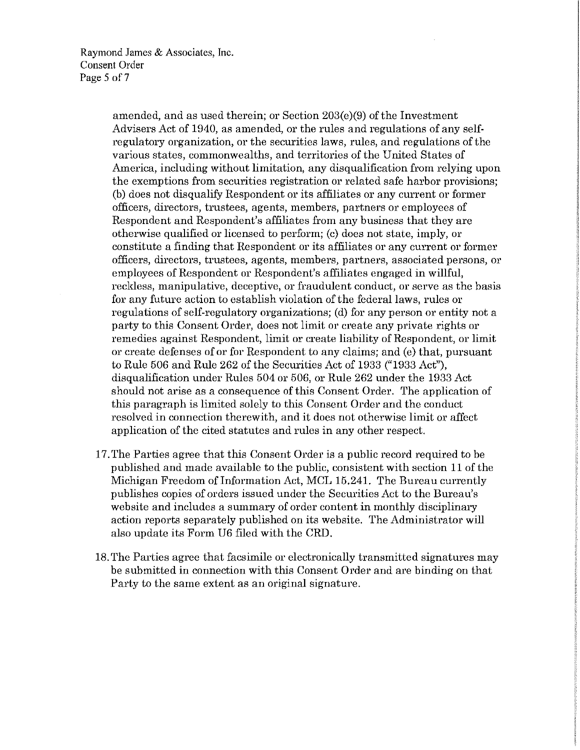amended, and as used therein; or Section 203(e)(9) of the Investment Advisers Act of 1940, as amended, or the rules and regulations of any self-regulatory organization, or the securities laws, rules, and regulations of the various states, commonwealths, and territories of the United States of America, including without limitation, any disqualification from relying upon the exemptions from securities registration or related safe harbor provisions; (b) does not disqualify Respondent or its affiliates or any current or former officers, directors, trustees, agents, members, partners or employees of Respondent and Respondent's affiliates from any business that they are otherwise qualified or licensed to perform; (c) does not state, imply, or constitute a finding that Respondent or its affiliates or any current or former officers, directors, trustees, agents, members, partners, associated persons, or employees of Respondent or Respondent's affiliates engaged in willful, reckless, manipulative, deceptive, or fraudulent conduct, or serve as the basis for any future action to establish violation of the federal laws, rules or regulations of self-regulatory organizations; (d) for any person or entity not a party to this Consent Order, does not limit or create any private rights or remedies against Respondent, limit or create liability of Respondent, or limit or create defenses of or for Respondent to any claims; and (e) that, pursuant to Rule 506 and Rule 262 of the Securities Act of 1933 ("1933 Act"), disqualification under Rules 504 or 506, or Rule 262 under the 1933 Act should not arise as a consequence of this Consent Order. The application of this paragraph is limited solely to this Consent Order and the conduct resolved in connection therewith, and it does not otherwise limit or affect application of the cited statutes and rules in any other respect.

17. The Parties agree that this Consent Order is a public record required to be published and made available to the public, consistent with section 11 of the Michigan Freedom of Information Act, MCL 15.241. The Bureau currently publishes copies of orders issued under the Securities Act to the Bureau's website and includes a summary of order content in monthly disciplinary action reports separately published on its website. The Administrator will also update its Form U6 filed with the CRD.

18. The Parties agree that facsimile or electronically transmitted signatures may be submitted in connection with this Consent Order and are binding on that Party to the same extent as an original signature.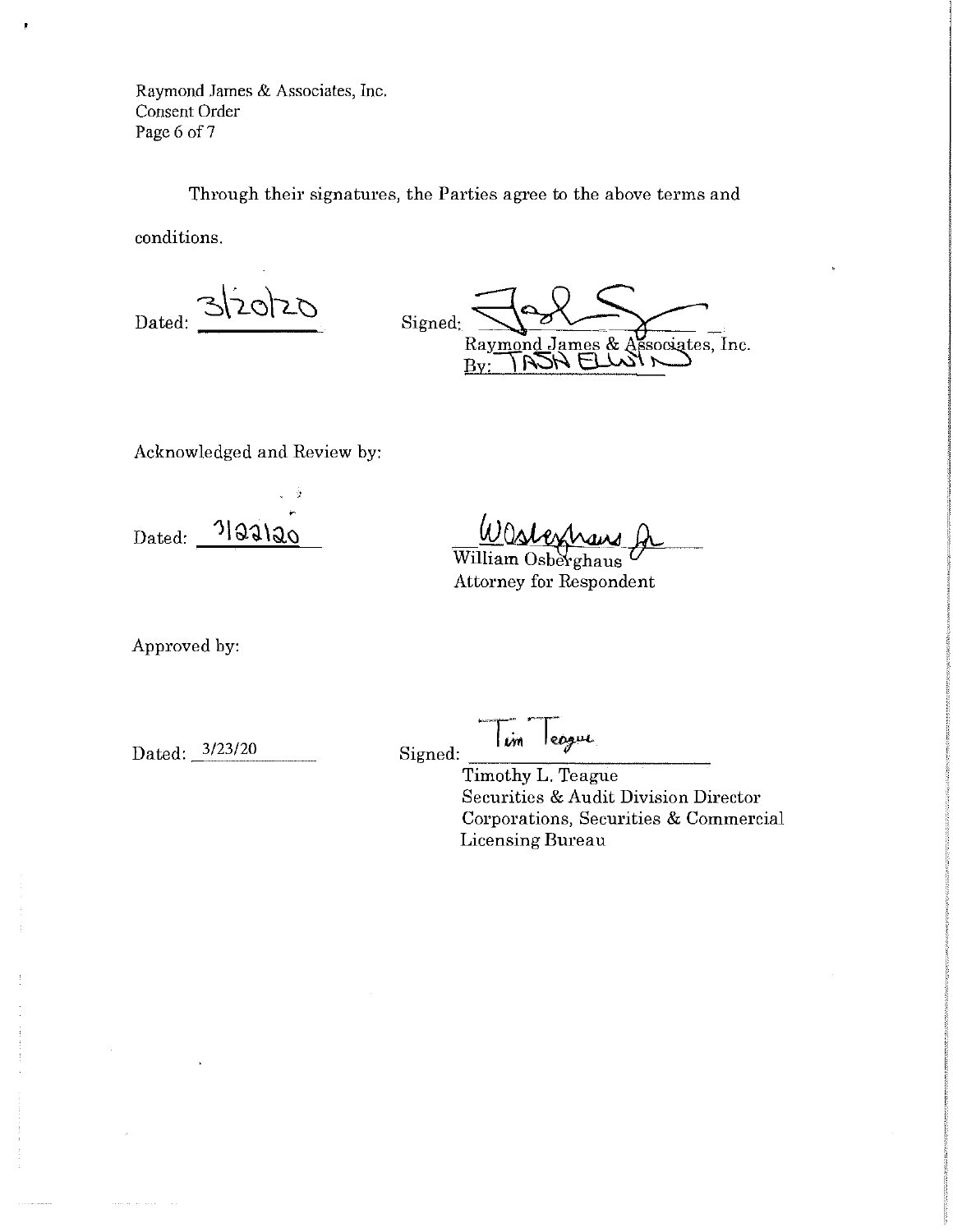Through their signatures, the Parties agree to the above terms and conditions.

Dated: 3/20/20

Signed: ______________________
Raymond James & Associates, Inc.
By: TASH ELWYN

Acknowledged and Review by:

Dated: 3/22/20

W Osterhaus Jr
William Osberghaus
Attorney for Respondent

Approved by:

Dated: 3/23/20

Signed: Tim Teague
Timothy L. Teague
Securities & Audit Division Director
Corporations, Securities & Commercial Licensing Bureau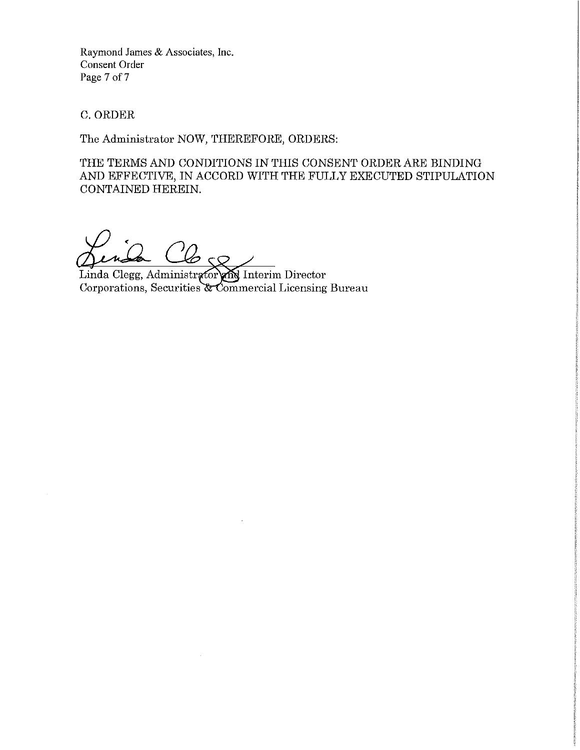## C. ORDER

The Administrator NOW, THEREFORE, ORDERS:

THE TERMS AND CONDITIONS IN THIS CONSENT ORDER ARE BINDING AND EFFECTIVE, IN ACCORD WITH THE FULLY EXECUTED STIPULATION CONTAINED HEREIN.

Linda Clegg, Administrator and Interim Director
Corporations, Securities & Commercial Licensing Bureau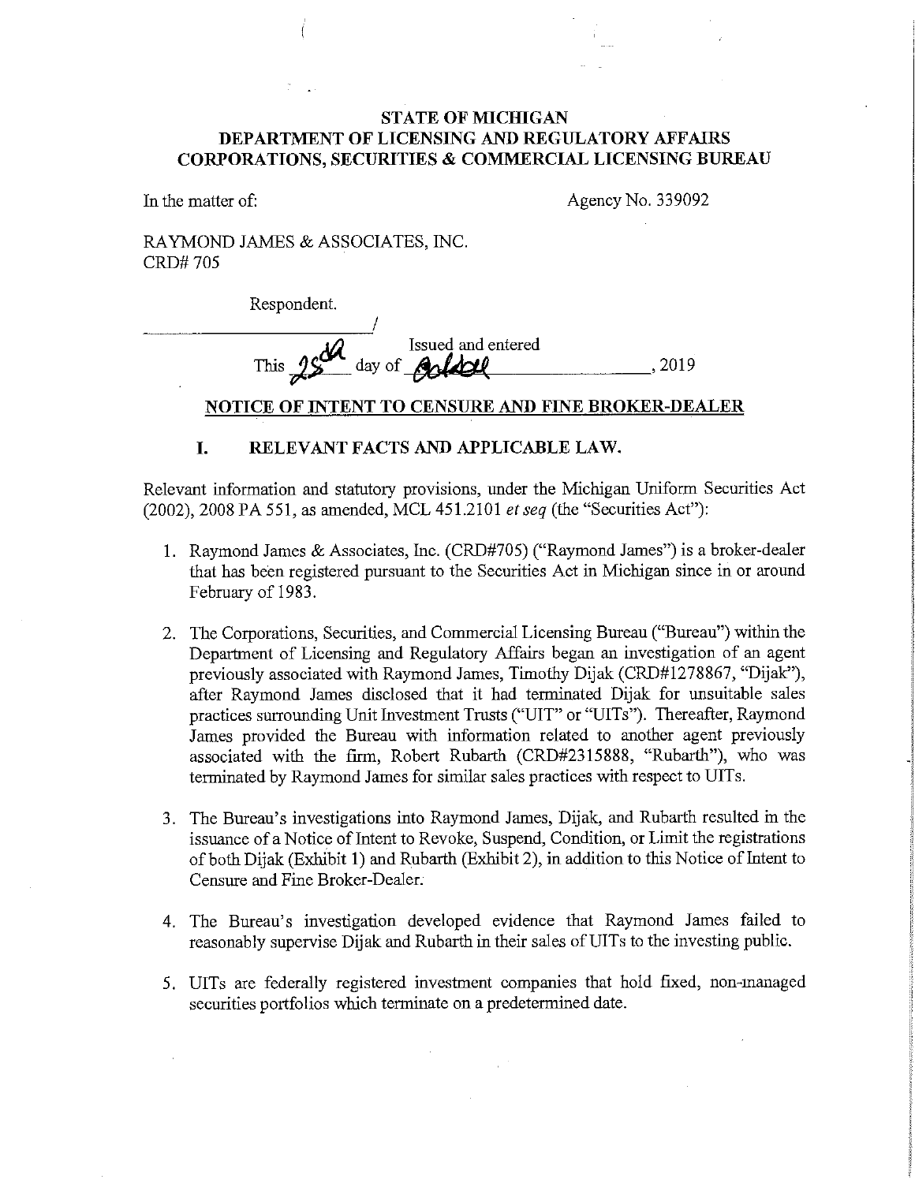**STATE OF MICHIGAN**
**DEPARTMENT OF LICENSING AND REGULATORY AFFAIRS**
**CORPORATIONS, SECURITIES & COMMERCIAL LICENSING BUREAU**

In the matter of: Agency No. 339092

RAYMOND JAMES & ASSOCIATES, INC.
CRD# 705

Respondent.
_______________________/

Issued and entered
This 25th day of October, 2019

## NOTICE OF INTENT TO CENSURE AND FINE BROKER-DEALER

### I. RELEVANT FACTS AND APPLICABLE LAW.

Relevant information and statutory provisions, under the Michigan Uniform Securities Act (2002), 2008 PA 551, as amended, MCL 451.2101 *et seq* (the "Securities Act"):

1. Raymond James & Associates, Inc. (CRD#705) ("Raymond James") is a broker-dealer that has been registered pursuant to the Securities Act in Michigan since in or around February of 1983.

2. The Corporations, Securities, and Commercial Licensing Bureau ("Bureau") within the Department of Licensing and Regulatory Affairs began an investigation of an agent previously associated with Raymond James, Timothy Dijak (CRD#1278867, "Dijak"), after Raymond James disclosed that it had terminated Dijak for unsuitable sales practices surrounding Unit Investment Trusts ("UIT" or "UITs"). Thereafter, Raymond James provided the Bureau with information related to another agent previously associated with the firm, Robert Rubarth (CRD#2315888, "Rubarth"), who was terminated by Raymond James for similar sales practices with respect to UITs.

3. The Bureau's investigations into Raymond James, Dijak, and Rubarth resulted in the issuance of a Notice of Intent to Revoke, Suspend, Condition, or Limit the registrations of both Dijak (Exhibit 1) and Rubarth (Exhibit 2), in addition to this Notice of Intent to Censure and Fine Broker-Dealer.

4. The Bureau's investigation developed evidence that Raymond James failed to reasonably supervise Dijak and Rubarth in their sales of UITs to the investing public.

5. UITs are federally registered investment companies that hold fixed, non-managed securities portfolios which terminate on a predetermined date.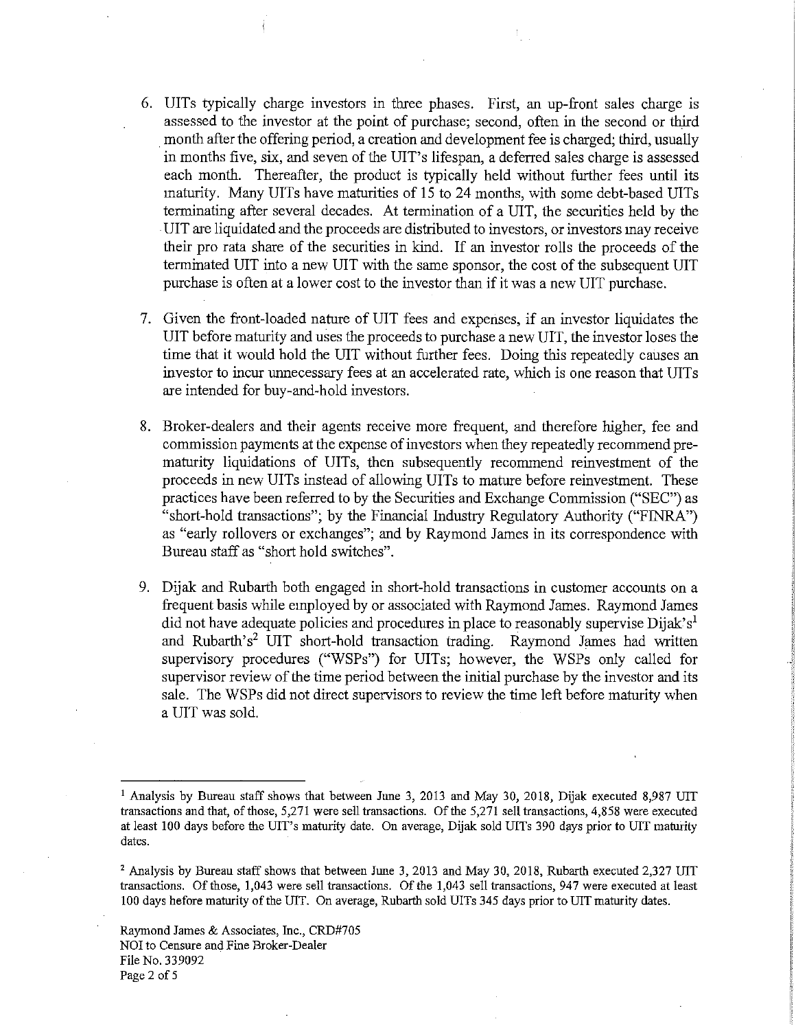6. UITs typically charge investors in three phases. First, an up-front sales charge is assessed to the investor at the point of purchase; second, often in the second or third month after the offering period, a creation and development fee is charged; third, usually in months five, six, and seven of the UIT's lifespan, a deferred sales charge is assessed each month. Thereafter, the product is typically held without further fees until its maturity. Many UITs have maturities of 15 to 24 months, with some debt-based UITs terminating after several decades. At termination of a UIT, the securities held by the UIT are liquidated and the proceeds are distributed to investors, or investors may receive their pro rata share of the securities in kind. If an investor rolls the proceeds of the terminated UIT into a new UIT with the same sponsor, the cost of the subsequent UIT purchase is often at a lower cost to the investor than if it was a new UIT purchase.

7. Given the front-loaded nature of UIT fees and expenses, if an investor liquidates the UIT before maturity and uses the proceeds to purchase a new UIT, the investor loses the time that it would hold the UIT without further fees. Doing this repeatedly causes an investor to incur unnecessary fees at an accelerated rate, which is one reason that UITs are intended for buy-and-hold investors.

8. Broker-dealers and their agents receive more frequent, and therefore higher, fee and commission payments at the expense of investors when they repeatedly recommend pre-maturity liquidations of UITs, then subsequently recommend reinvestment of the proceeds in new UITs instead of allowing UITs to mature before reinvestment. These practices have been referred to by the Securities and Exchange Commission ("SEC") as "short-hold transactions"; by the Financial Industry Regulatory Authority ("FINRA") as "early rollovers or exchanges"; and by Raymond James in its correspondence with Bureau staff as "short hold switches".

9. Dijak and Rubarth both engaged in short-hold transactions in customer accounts on a frequent basis while employed by or associated with Raymond James. Raymond James did not have adequate policies and procedures in place to reasonably supervise Dijak's[1] and Rubarth's[2] UIT short-hold transaction trading. Raymond James had written supervisory procedures ("WSPs") for UITs; however, the WSPs only called for supervisor review of the time period between the initial purchase by the investor and its sale. The WSPs did not direct supervisors to review the time left before maturity when a UIT was sold.

---

[1] Analysis by Bureau staff shows that between June 3, 2013 and May 30, 2018, Dijak executed 8,987 UIT transactions and that, of those, 5,271 were sell transactions. Of the 5,271 sell transactions, 4,858 were executed at least 100 days before the UIT's maturity date. On average, Dijak sold UITs 390 days prior to UIT maturity dates.

[2] Analysis by Bureau staff shows that between June 3, 2013 and May 30, 2018, Rubarth executed 2,327 UIT transactions. Of those, 1,043 were sell transactions. Of the 1,043 sell transactions, 947 were executed at least 100 days before maturity of the UIT. On average, Rubarth sold UITs 345 days prior to UIT maturity dates.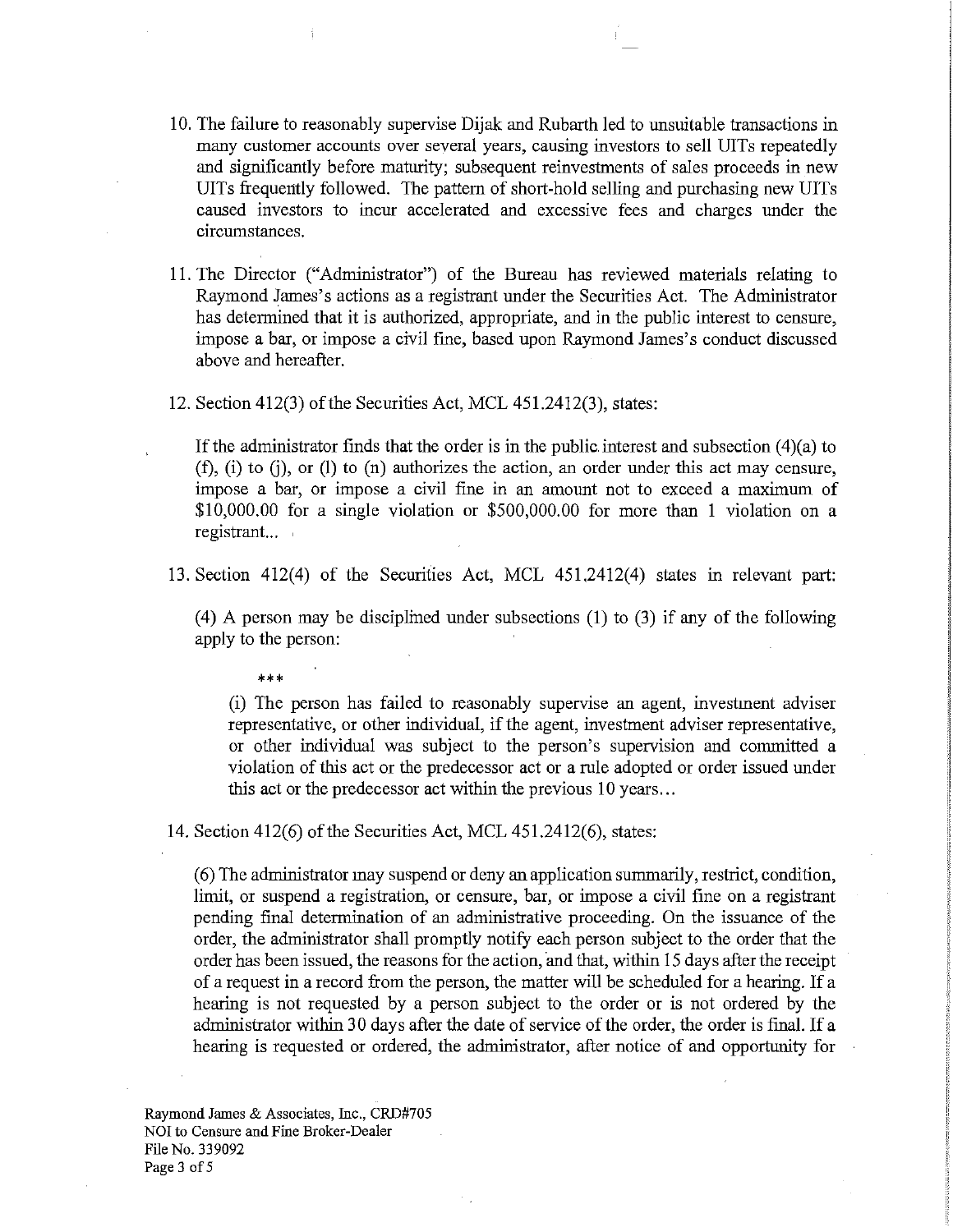10. The failure to reasonably supervise Dijak and Rubarth led to unsuitable transactions in many customer accounts over several years, causing investors to sell UITs repeatedly and significantly before maturity; subsequent reinvestments of sales proceeds in new UITs frequently followed. The pattern of short-hold selling and purchasing new UITs caused investors to incur accelerated and excessive fees and charges under the circumstances.

11. The Director ("Administrator") of the Bureau has reviewed materials relating to Raymond James's actions as a registrant under the Securities Act. The Administrator has determined that it is authorized, appropriate, and in the public interest to censure, impose a bar, or impose a civil fine, based upon Raymond James's conduct discussed above and hereafter.

12. Section 412(3) of the Securities Act, MCL 451.2412(3), states:

    If the administrator finds that the order is in the public interest and subsection (4)(a) to (f), (i) to (j), or (l) to (n) authorizes the action, an order under this act may censure, impose a bar, or impose a civil fine in an amount not to exceed a maximum of $10,000.00 for a single violation or $500,000.00 for more than 1 violation on a registrant...

13. Section 412(4) of the Securities Act, MCL 451.2412(4) states in relevant part:

    (4) A person may be disciplined under subsections (1) to (3) if any of the following apply to the person:

    ***

    (i) The person has failed to reasonably supervise an agent, investment adviser representative, or other individual, if the agent, investment adviser representative, or other individual was subject to the person's supervision and committed a violation of this act or the predecessor act or a rule adopted or order issued under this act or the predecessor act within the previous 10 years...

14. Section 412(6) of the Securities Act, MCL 451.2412(6), states:

    (6) The administrator may suspend or deny an application summarily, restrict, condition, limit, or suspend a registration, or censure, bar, or impose a civil fine on a registrant pending final determination of an administrative proceeding. On the issuance of the order, the administrator shall promptly notify each person subject to the order that the order has been issued, the reasons for the action, and that, within 15 days after the receipt of a request in a record from the person, the matter will be scheduled for a hearing. If a hearing is not requested by a person subject to the order or is not ordered by the administrator within 30 days after the date of service of the order, the order is final. If a hearing is requested or ordered, the administrator, after notice of and opportunity for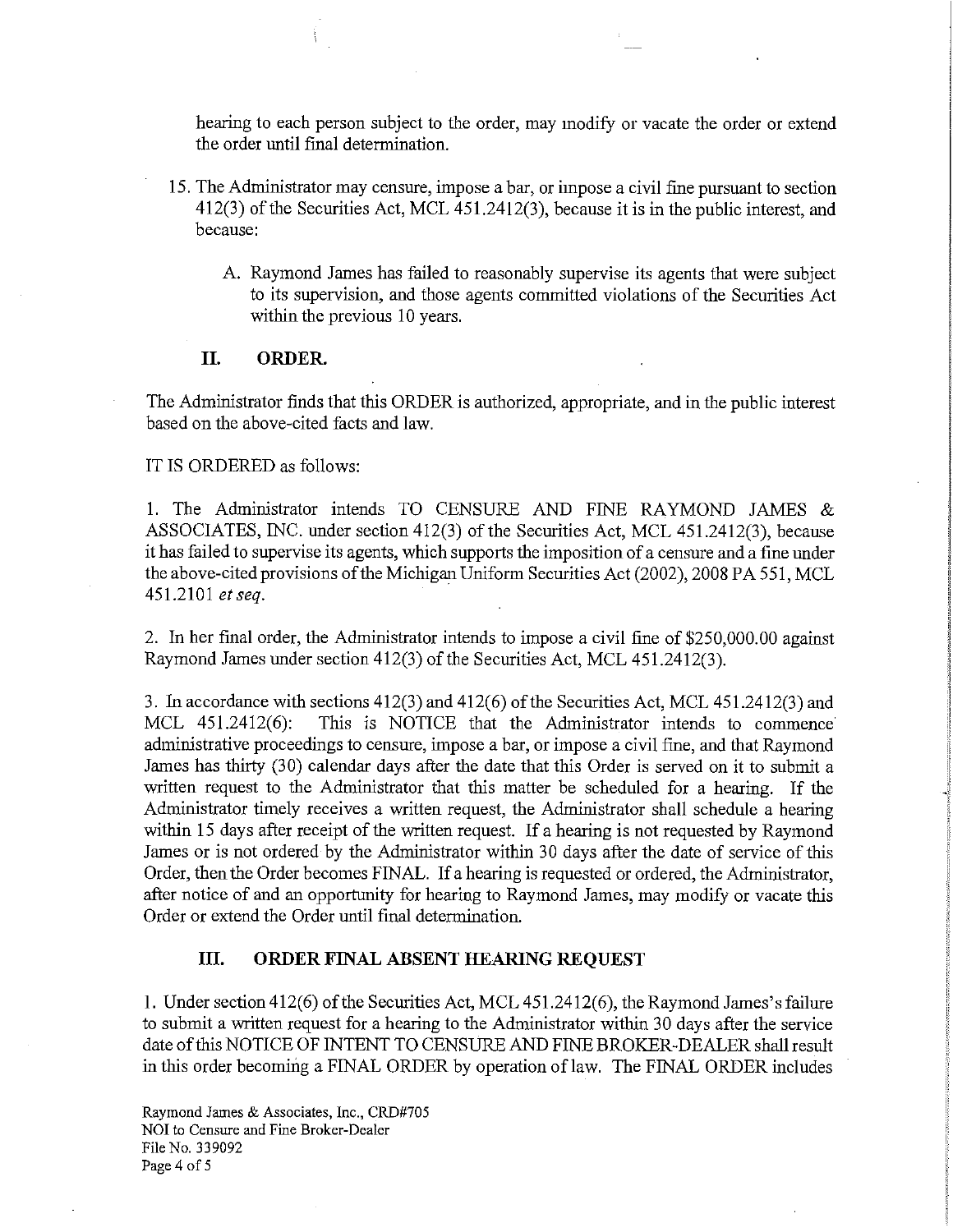hearing to each person subject to the order, may modify or vacate the order or extend the order until final determination.

15. The Administrator may censure, impose a bar, or impose a civil fine pursuant to section 412(3) of the Securities Act, MCL 451.2412(3), because it is in the public interest, and because:

    A. Raymond James has failed to reasonably supervise its agents that were subject to its supervision, and those agents committed violations of the Securities Act within the previous 10 years.

## II. ORDER.

The Administrator finds that this ORDER is authorized, appropriate, and in the public interest based on the above-cited facts and law.

IT IS ORDERED as follows:

1. The Administrator intends TO CENSURE AND FINE RAYMOND JAMES & ASSOCIATES, INC. under section 412(3) of the Securities Act, MCL 451.2412(3), because it has failed to supervise its agents, which supports the imposition of a censure and a fine under the above-cited provisions of the Michigan Uniform Securities Act (2002), 2008 PA 551, MCL 451.2101 *et seq.*

2. In her final order, the Administrator intends to impose a civil fine of $250,000.00 against Raymond James under section 412(3) of the Securities Act, MCL 451.2412(3).

3. In accordance with sections 412(3) and 412(6) of the Securities Act, MCL 451.2412(3) and MCL 451.2412(6): This is NOTICE that the Administrator intends to commence administrative proceedings to censure, impose a bar, or impose a civil fine, and that Raymond James has thirty (30) calendar days after the date that this Order is served on it to submit a written request to the Administrator that this matter be scheduled for a hearing. If the Administrator timely receives a written request, the Administrator shall schedule a hearing within 15 days after receipt of the written request. If a hearing is not requested by Raymond James or is not ordered by the Administrator within 30 days after the date of service of this Order, then the Order becomes FINAL. If a hearing is requested or ordered, the Administrator, after notice of and an opportunity for hearing to Raymond James, may modify or vacate this Order or extend the Order until final determination.

## III. ORDER FINAL ABSENT HEARING REQUEST

1. Under section 412(6) of the Securities Act, MCL 451.2412(6), the Raymond James's failure to submit a written request for a hearing to the Administrator within 30 days after the service date of this NOTICE OF INTENT TO CENSURE AND FINE BROKER-DEALER shall result in this order becoming a FINAL ORDER by operation of law. The FINAL ORDER includes

Raymond James & Associates, Inc., CRD#705
NOI to Censure and Fine Broker-Dealer
File No. 339092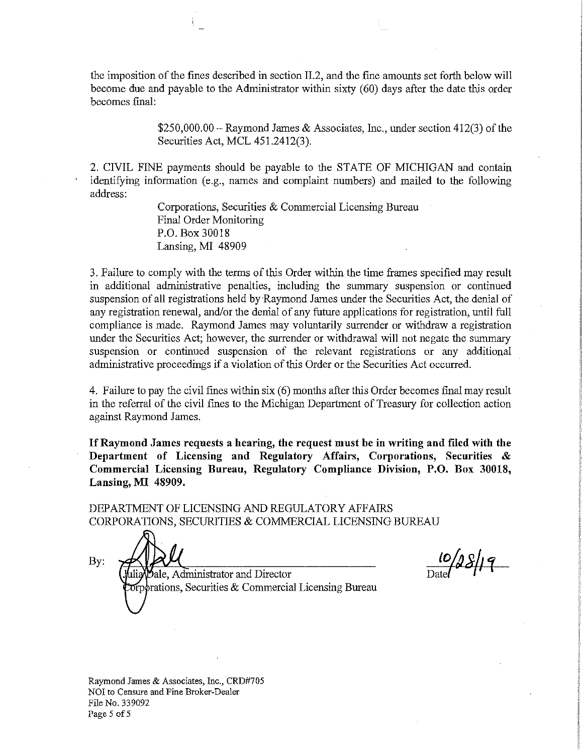the imposition of the fines described in section II.2, and the fine amounts set forth below will become due and payable to the Administrator within sixty (60) days after the date this order becomes final:

> $250,000.00 – Raymond James & Associates, Inc., under section 412(3) of the Securities Act, MCL 451.2412(3).

2. CIVIL FINE payments should be payable to the STATE OF MICHIGAN and contain identifying information (e.g., names and complaint numbers) and mailed to the following address:

> Corporations, Securities & Commercial Licensing Bureau
> Final Order Monitoring
> P.O. Box 30018
> Lansing, MI 48909

3. Failure to comply with the terms of this Order within the time frames specified may result in additional administrative penalties, including the summary suspension or continued suspension of all registrations held by Raymond James under the Securities Act, the denial of any registration renewal, and/or the denial of any future applications for registration, until full compliance is made. Raymond James may voluntarily surrender or withdraw a registration under the Securities Act; however, the surrender or withdrawal will not negate the summary suspension or continued suspension of the relevant registrations or any additional administrative proceedings if a violation of this Order or the Securities Act occurred.

4. Failure to pay the civil fines within six (6) months after this Order becomes final may result in the referral of the civil fines to the Michigan Department of Treasury for collection action against Raymond James.

**If Raymond James requests a hearing, the request must be in writing and filed with the Department of Licensing and Regulatory Affairs, Corporations, Securities & Commercial Licensing Bureau, Regulatory Compliance Division, P.O. Box 30018, Lansing, MI 48909.**

DEPARTMENT OF LICENSING AND REGULATORY AFFAIRS
CORPORATIONS, SECURITIES & COMMERCIAL LICENSING BUREAU

By: ______________________________
Julia Dale, Administrator and Director
Corporations, Securities & Commercial Licensing Bureau

10/28/19
Date

Raymond James & Associates, Inc., CRD#705
NOI to Censure and Fine Broker-Dealer
File No. 339092
Page 5 of 5